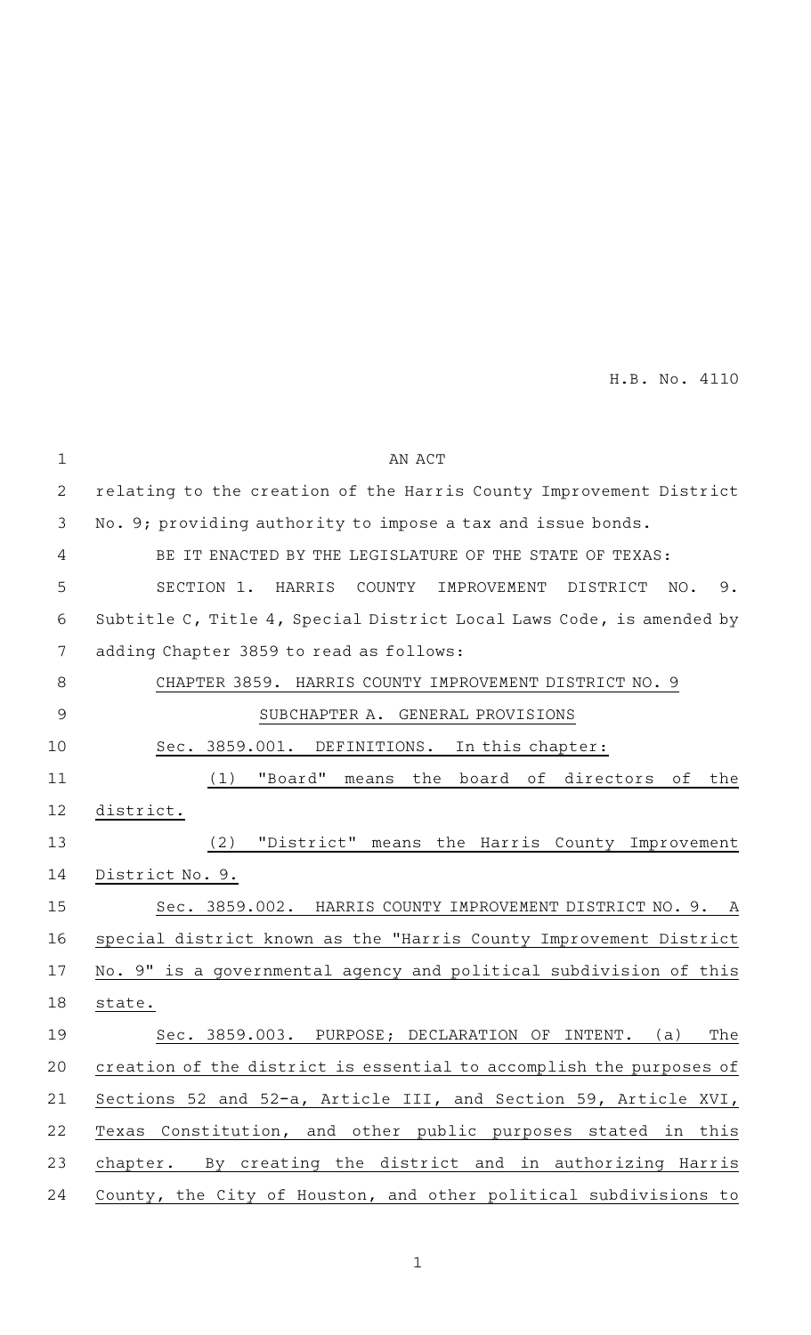H.B. No. 4110

AN ACT

relating to the creation of the Harris County Improvement District No. 9; providing authority to impose a tax and issue bonds.

BE IT ENACTED BY THE LEGISLATURE OF THE STATE OF TEXAS:

SECTION 1. HARRIS COUNTY IMPROVEMENT DISTRICT NO. 9. Subtitle C, Title 4, Special District Local Laws Code, is amended by adding Chapter 3859 to read as follows:

CHAPTER 3859. HARRIS COUNTY IMPROVEMENT DISTRICT NO. 9

SUBCHAPTER A. GENERAL PROVISIONS

Sec. 3859.001. DEFINITIONS. In this chapter:

(1) "Board" means the board of directors of the district.

(2) "District" means the Harris County Improvement District No. 9.

Sec. 3859.002. HARRIS COUNTY IMPROVEMENT DISTRICT NO. 9. A special district known as the "Harris County Improvement District No. 9" is a governmental agency and political subdivision of this state.

Sec. 3859.003. PURPOSE; DECLARATION OF INTENT. (a) The creation of the district is essential to accomplish the purposes of Sections 52 and 52-a, Article III, and Section 59, Article XVI, Texas Constitution, and other public purposes stated in this chapter. By creating the district and in authorizing Harris County, the City of Houston, and other political subdivisions to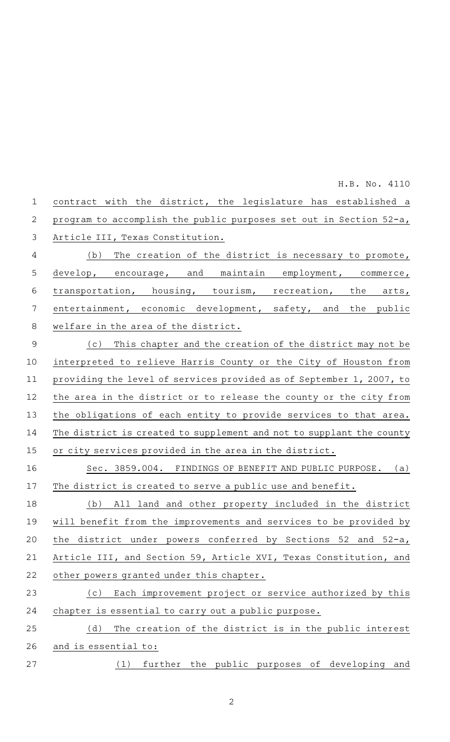contract with the district, the legislature has established a program to accomplish the public purposes set out in Section 52-a, Article III, Texas Constitution.

(b) The creation of the district is necessary to promote, develop, encourage, and maintain employment, commerce, transportation, housing, tourism, recreation, the arts, entertainment, economic development, safety, and the public welfare in the area of the district.

(c) This chapter and the creation of the district may not be interpreted to relieve Harris County or the City of Houston from providing the level of services provided as of September 1, 2007, to the area in the district or to release the county or the city from the obligations of each entity to provide services to that area. The district is created to supplement and not to supplant the county or city services provided in the area in the district.

Sec. 3859.004. FINDINGS OF BENEFIT AND PUBLIC PURPOSE. (a) The district is created to serve a public use and benefit.

(b) All land and other property included in the district will benefit from the improvements and services to be provided by the district under powers conferred by Sections 52 and 52-a, Article III, and Section 59, Article XVI, Texas Constitution, and other powers granted under this chapter.

(c) Each improvement project or service authorized by this chapter is essential to carry out a public purpose.

(d) The creation of the district is in the public interest and is essential to:

(1) further the public purposes of developing and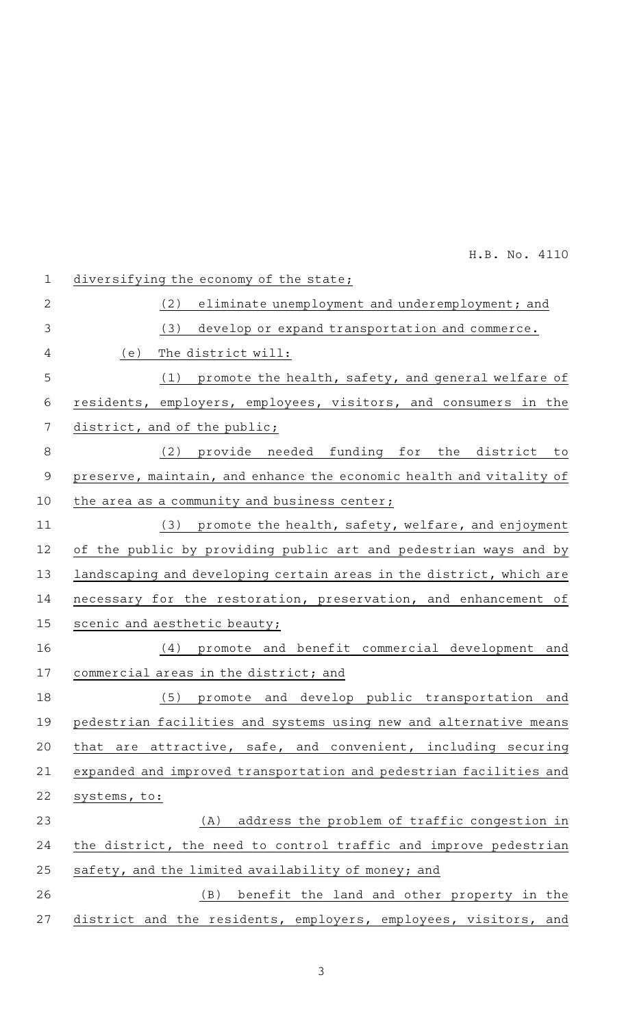diversifying the economy of the state;

(2) eliminate unemployment and underemployment; and

(3) develop or expand transportation and commerce.

(e) The district will:

(1) promote the health, safety, and general welfare of residents, employers, employees, visitors, and consumers in the district, and of the public;

(2) provide needed funding for the district to preserve, maintain, and enhance the economic health and vitality of the area as a community and business center;

(3) promote the health, safety, welfare, and enjoyment of the public by providing public art and pedestrian ways and by landscaping and developing certain areas in the district, which are necessary for the restoration, preservation, and enhancement of scenic and aesthetic beauty;

(4) promote and benefit commercial development and commercial areas in the district; and

(5) promote and develop public transportation and pedestrian facilities and systems using new and alternative means that are attractive, safe, and convenient, including securing expanded and improved transportation and pedestrian facilities and systems, to:

(A) address the problem of traffic congestion in the district, the need to control traffic and improve pedestrian safety, and the limited availability of money; and

(B) benefit the land and other property in the district and the residents, employers, employees, visitors, and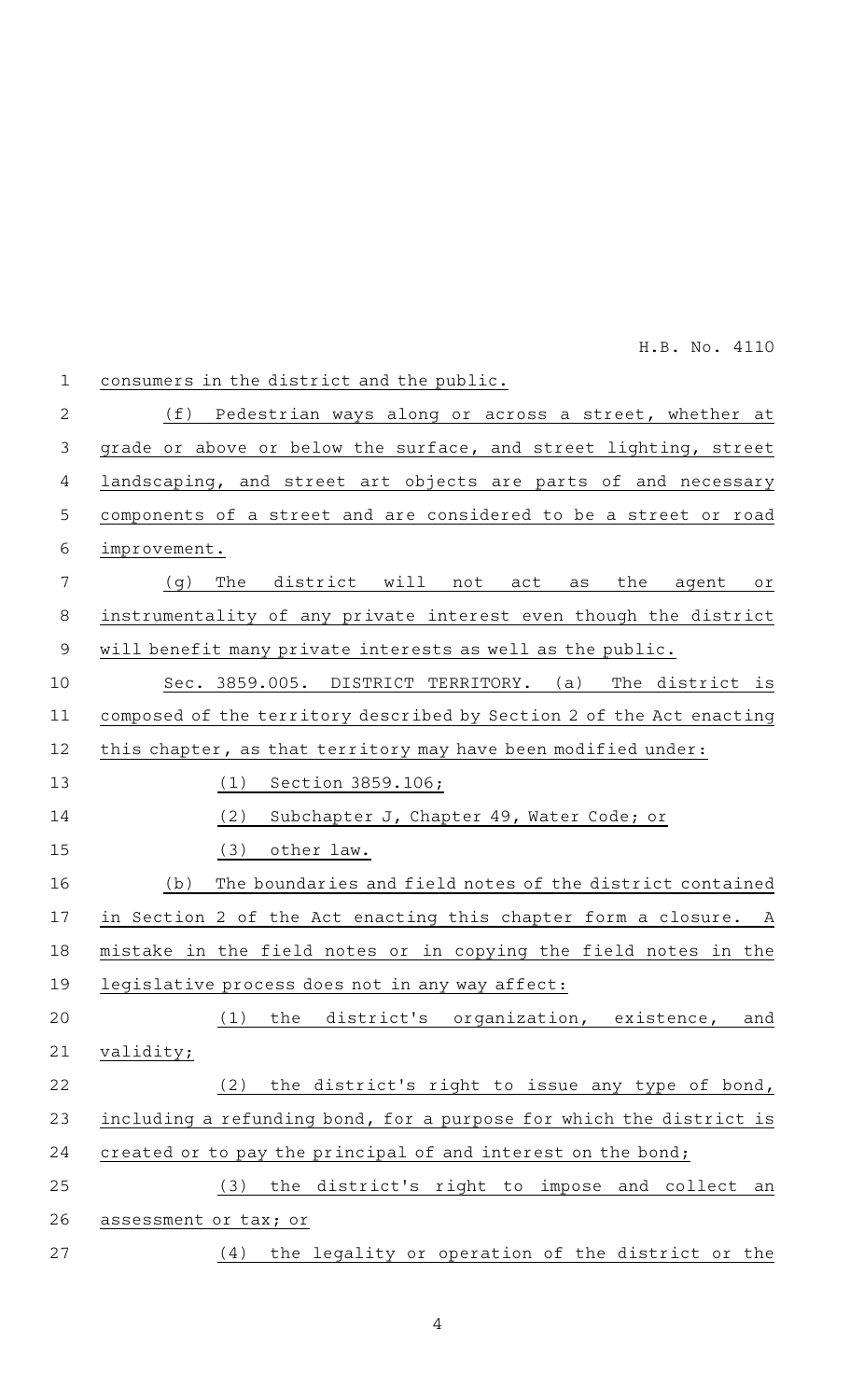consumers in the district and the public.

(f) Pedestrian ways along or across a street, whether at grade or above or below the surface, and street lighting, street landscaping, and street art objects are parts of and necessary components of a street and are considered to be a street or road improvement.

(g) The district will not act as the agent or instrumentality of any private interest even though the district will benefit many private interests as well as the public.

Sec. 3859.005. DISTRICT TERRITORY. (a) The district is composed of the territory described by Section 2 of the Act enacting this chapter, as that territory may have been modified under:

(1) Section 3859.106;

(2) Subchapter J, Chapter 49, Water Code; or

(3) other law.

(b) The boundaries and field notes of the district contained in Section 2 of the Act enacting this chapter form a closure. A mistake in the field notes or in copying the field notes in the legislative process does not in any way affect:

(1) the district's organization, existence, and validity;

(2) the district's right to issue any type of bond, including a refunding bond, for a purpose for which the district is created or to pay the principal of and interest on the bond;

(3) the district's right to impose and collect an assessment or tax; or

(4) the legality or operation of the district or the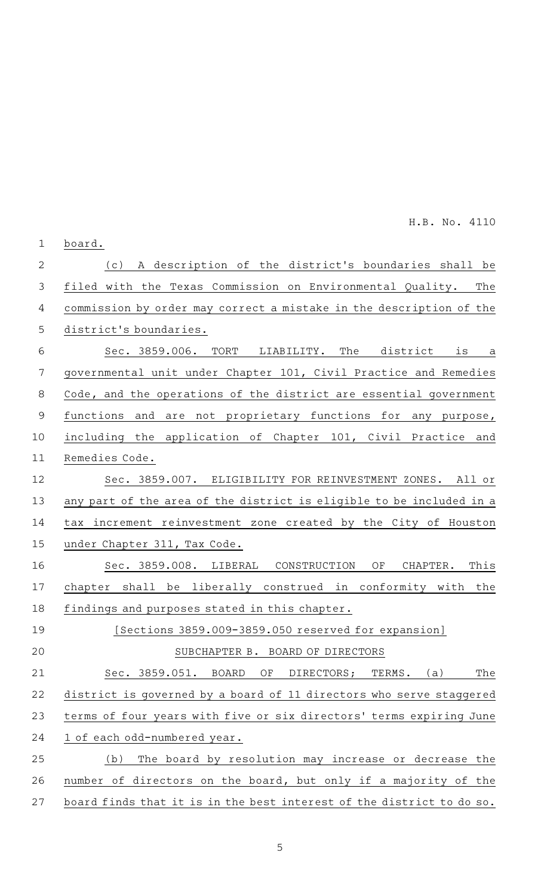board.

(c) A description of the district's boundaries shall be filed with the Texas Commission on Environmental Quality. The commission by order may correct a mistake in the description of the district's boundaries.

Sec. 3859.006. TORT LIABILITY. The district is a governmental unit under Chapter 101, Civil Practice and Remedies Code, and the operations of the district are essential government functions and are not proprietary functions for any purpose, including the application of Chapter 101, Civil Practice and Remedies Code.

Sec. 3859.007. ELIGIBILITY FOR REINVESTMENT ZONES. All or any part of the area of the district is eligible to be included in a tax increment reinvestment zone created by the City of Houston under Chapter 311, Tax Code.

Sec. 3859.008. LIBERAL CONSTRUCTION OF CHAPTER. This chapter shall be liberally construed in conformity with the findings and purposes stated in this chapter.

[Sections 3859.009-3859.050 reserved for expansion]

SUBCHAPTER B. BOARD OF DIRECTORS

Sec. 3859.051. BOARD OF DIRECTORS; TERMS. (a) The district is governed by a board of 11 directors who serve staggered terms of four years with five or six directors' terms expiring June 1 of each odd-numbered year.

(b) The board by resolution may increase or decrease the number of directors on the board, but only if a majority of the board finds that it is in the best interest of the district to do so.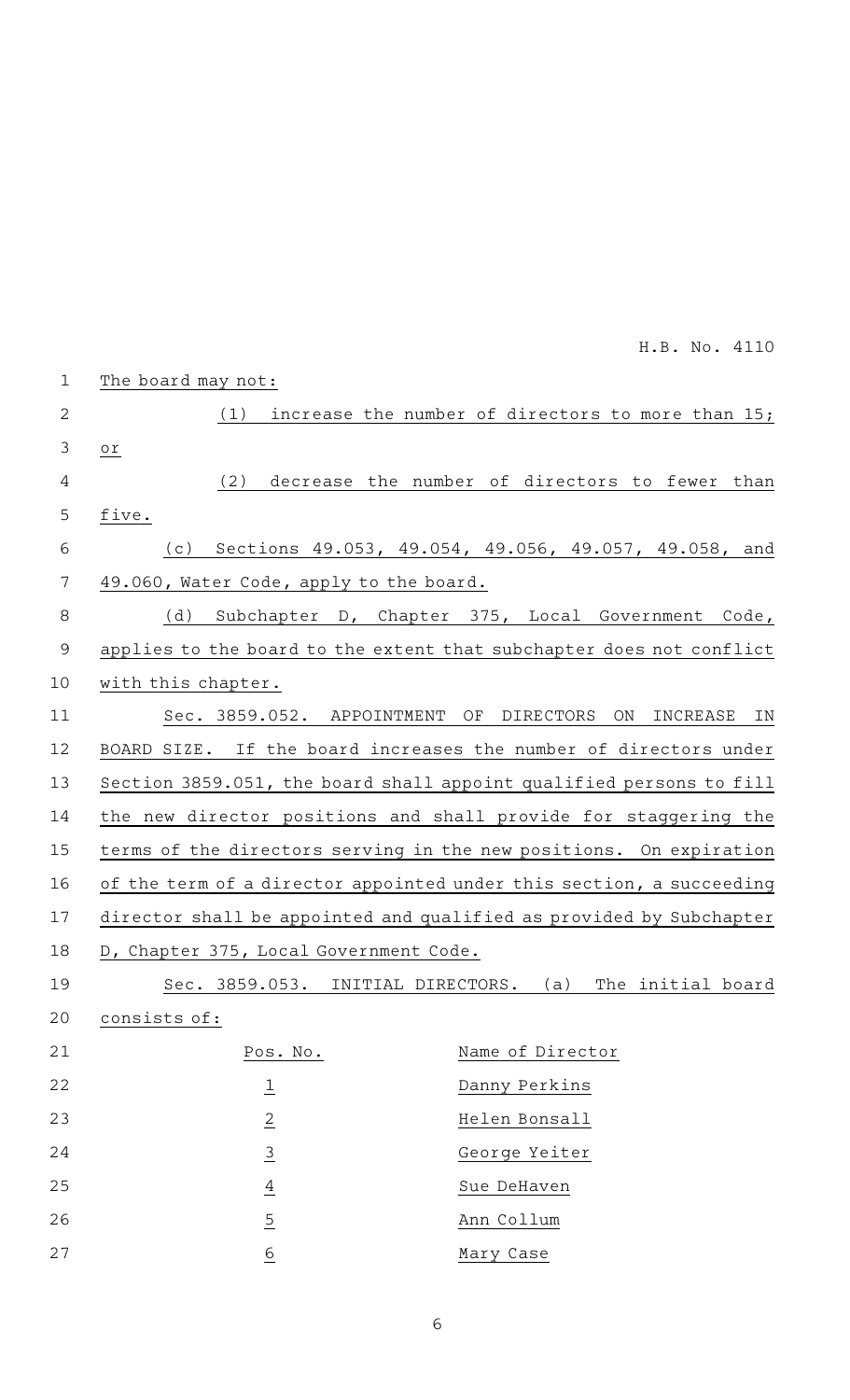The board may not:

(1) increase the number of directors to more than 15; or

(2) decrease the number of directors to fewer than five.

(c) Sections 49.053, 49.054, 49.056, 49.057, 49.058, and 49.060, Water Code, apply to the board.

(d) Subchapter D, Chapter 375, Local Government Code, applies to the board to the extent that subchapter does not conflict with this chapter.

Sec. 3859.052. APPOINTMENT OF DIRECTORS ON INCREASE IN BOARD SIZE. If the board increases the number of directors under Section 3859.051, the board shall appoint qualified persons to fill the new director positions and shall provide for staggering the terms of the directors serving in the new positions. On expiration of the term of a director appointed under this section, a succeeding director shall be appointed and qualified as provided by Subchapter D, Chapter 375, Local Government Code.

Sec. 3859.053. INITIAL DIRECTORS. (a) The initial board consists of:

| Pos. No. | Name of Director |
|---|---|
| 1 | Danny Perkins |
| 2 | Helen Bonsall |
| 3 | George Yeiter |
| 4 | Sue DeHaven |
| 5 | Ann Collum |
| 6 | Mary Case |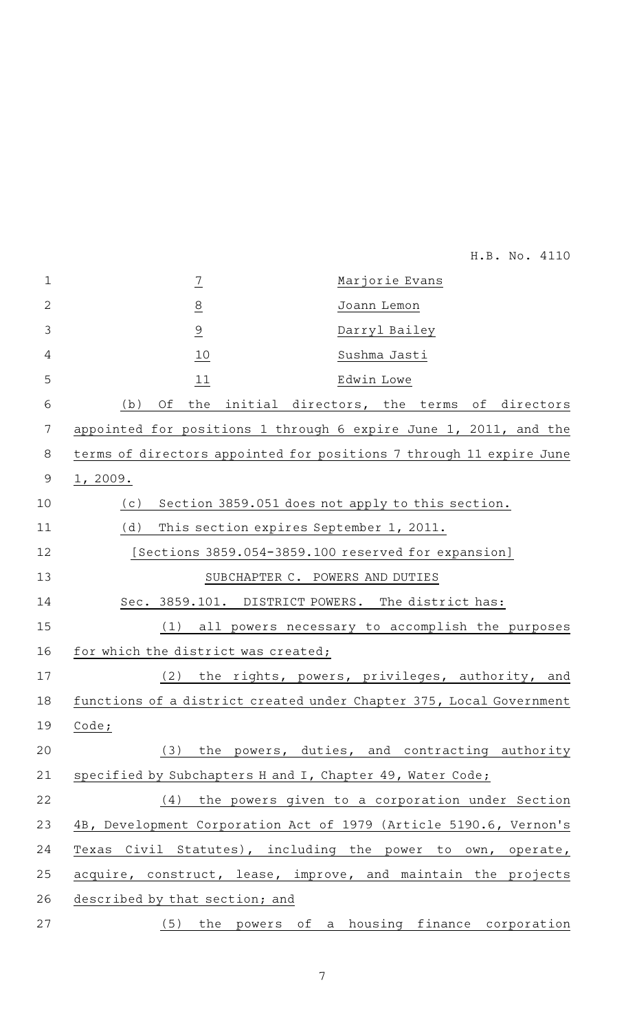| Position | Name |
|---|---|
| 7 | Marjorie Evans |
| 8 | Joann Lemon |
| 9 | Darryl Bailey |
| 10 | Sushma Jasti |
| 11 | Edwin Lowe |

(b) Of the initial directors, the terms of directors appointed for positions 1 through 6 expire June 1, 2011, and the terms of directors appointed for positions 7 through 11 expire June 1, 2009.

(c) Section 3859.051 does not apply to this section.

(d) This section expires September 1, 2011.

[Sections 3859.054-3859.100 reserved for expansion]

SUBCHAPTER C. POWERS AND DUTIES

Sec. 3859.101. DISTRICT POWERS. The district has:

(1) all powers necessary to accomplish the purposes for which the district was created;

(2) the rights, powers, privileges, authority, and functions of a district created under Chapter 375, Local Government Code;

(3) the powers, duties, and contracting authority specified by Subchapters H and I, Chapter 49, Water Code;

(4) the powers given to a corporation under Section 4B, Development Corporation Act of 1979 (Article 5190.6, Vernon's Texas Civil Statutes), including the power to own, operate, acquire, construct, lease, improve, and maintain the projects described by that section; and

(5) the powers of a housing finance corporation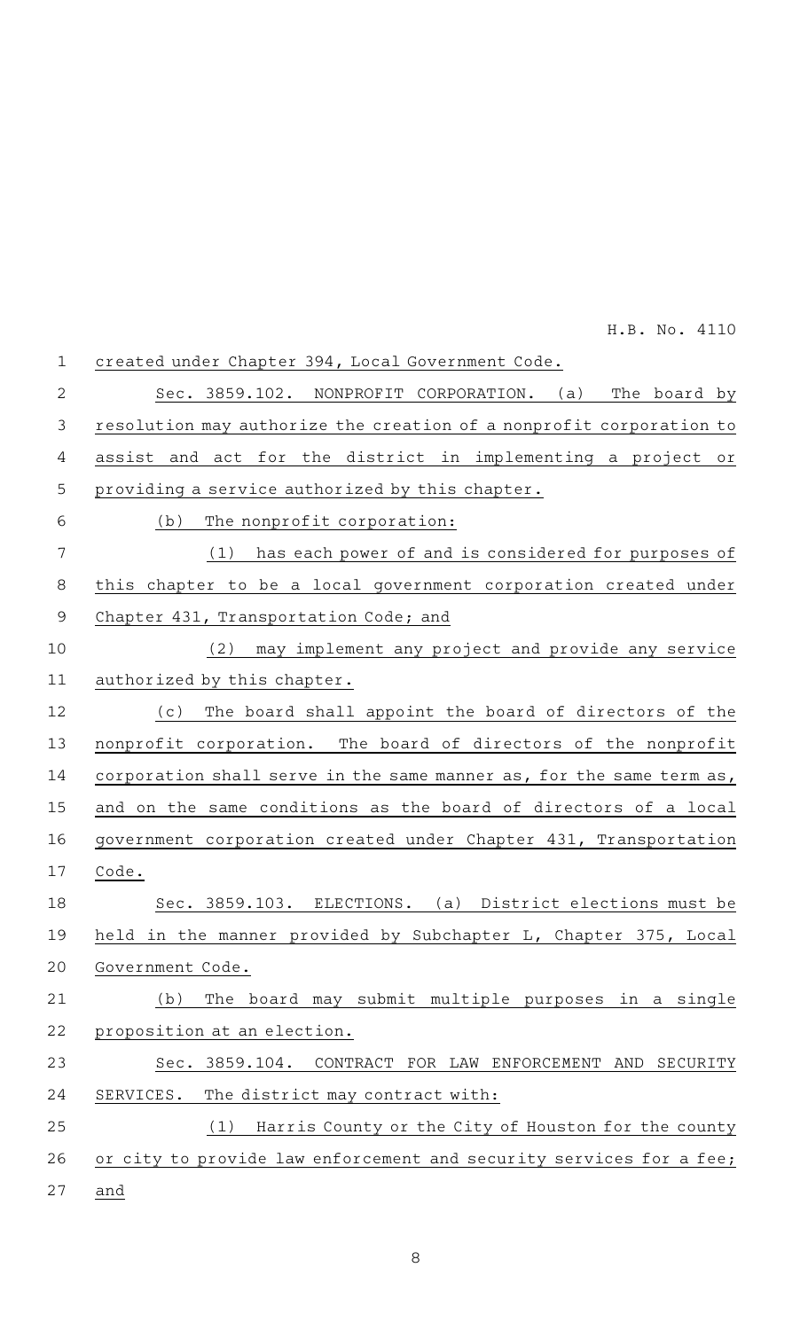created under Chapter 394, Local Government Code.

Sec. 3859.102. NONPROFIT CORPORATION. (a) The board by resolution may authorize the creation of a nonprofit corporation to assist and act for the district in implementing a project or providing a service authorized by this chapter.

(b) The nonprofit corporation:

(1) has each power of and is considered for purposes of this chapter to be a local government corporation created under Chapter 431, Transportation Code; and

(2) may implement any project and provide any service authorized by this chapter.

(c) The board shall appoint the board of directors of the nonprofit corporation. The board of directors of the nonprofit corporation shall serve in the same manner as, for the same term as, and on the same conditions as the board of directors of a local government corporation created under Chapter 431, Transportation Code.

Sec. 3859.103. ELECTIONS. (a) District elections must be held in the manner provided by Subchapter L, Chapter 375, Local Government Code.

(b) The board may submit multiple purposes in a single proposition at an election.

Sec. 3859.104. CONTRACT FOR LAW ENFORCEMENT AND SECURITY SERVICES. The district may contract with:

(1) Harris County or the City of Houston for the county or city to provide law enforcement and security services for a fee; and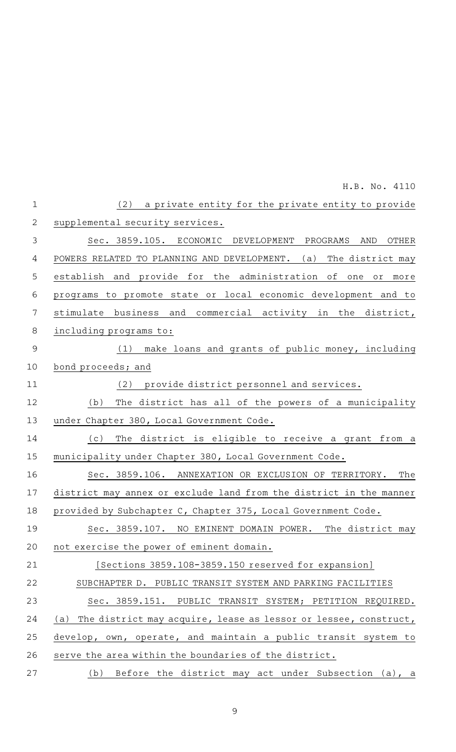(2) a private entity for the private entity to provide supplemental security services.

Sec. 3859.105. ECONOMIC DEVELOPMENT PROGRAMS AND OTHER POWERS RELATED TO PLANNING AND DEVELOPMENT. (a) The district may establish and provide for the administration of one or more programs to promote state or local economic development and to stimulate business and commercial activity in the district, including programs to:

(1) make loans and grants of public money, including bond proceeds; and

(2) provide district personnel and services.

(b) The district has all of the powers of a municipality under Chapter 380, Local Government Code.

(c) The district is eligible to receive a grant from a municipality under Chapter 380, Local Government Code.

Sec. 3859.106. ANNEXATION OR EXCLUSION OF TERRITORY. The district may annex or exclude land from the district in the manner provided by Subchapter C, Chapter 375, Local Government Code.

Sec. 3859.107. NO EMINENT DOMAIN POWER. The district may not exercise the power of eminent domain.

[Sections 3859.108-3859.150 reserved for expansion]

SUBCHAPTER D. PUBLIC TRANSIT SYSTEM AND PARKING FACILITIES

Sec. 3859.151. PUBLIC TRANSIT SYSTEM; PETITION REQUIRED. (a) The district may acquire, lease as lessor or lessee, construct, develop, own, operate, and maintain a public transit system to serve the area within the boundaries of the district.

(b) Before the district may act under Subsection (a), a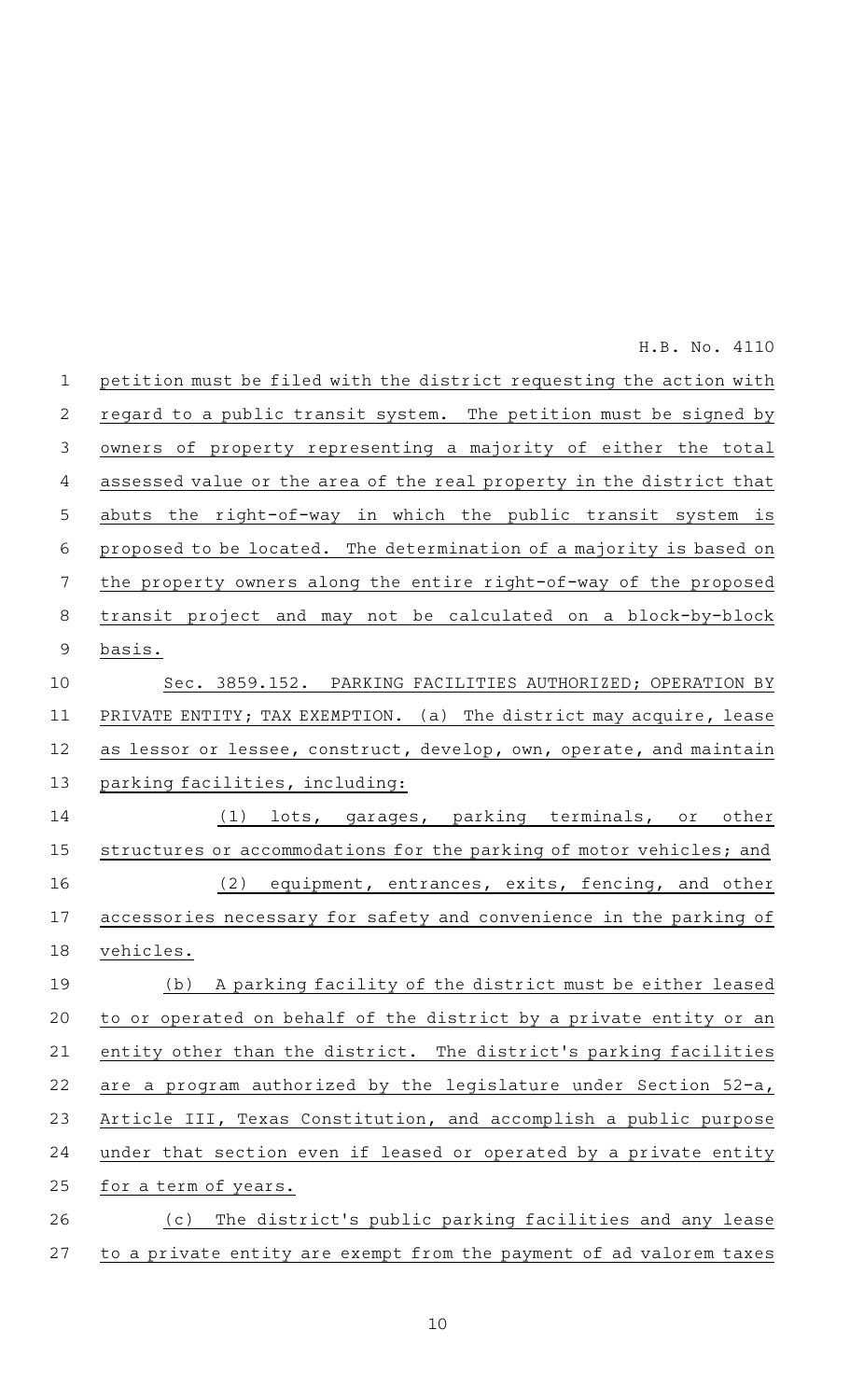petition must be filed with the district requesting the action with regard to a public transit system. The petition must be signed by owners of property representing a majority of either the total assessed value or the area of the real property in the district that abuts the right-of-way in which the public transit system is proposed to be located. The determination of a majority is based on the property owners along the entire right-of-way of the proposed transit project and may not be calculated on a block-by-block basis.

Sec. 3859.152. PARKING FACILITIES AUTHORIZED; OPERATION BY PRIVATE ENTITY; TAX EXEMPTION. (a) The district may acquire, lease as lessor or lessee, construct, develop, own, operate, and maintain parking facilities, including:

(1) lots, garages, parking terminals, or other structures or accommodations for the parking of motor vehicles; and

(2) equipment, entrances, exits, fencing, and other accessories necessary for safety and convenience in the parking of vehicles.

(b) A parking facility of the district must be either leased to or operated on behalf of the district by a private entity or an entity other than the district. The district's parking facilities are a program authorized by the legislature under Section 52-a, Article III, Texas Constitution, and accomplish a public purpose under that section even if leased or operated by a private entity for a term of years.

(c) The district's public parking facilities and any lease to a private entity are exempt from the payment of ad valorem taxes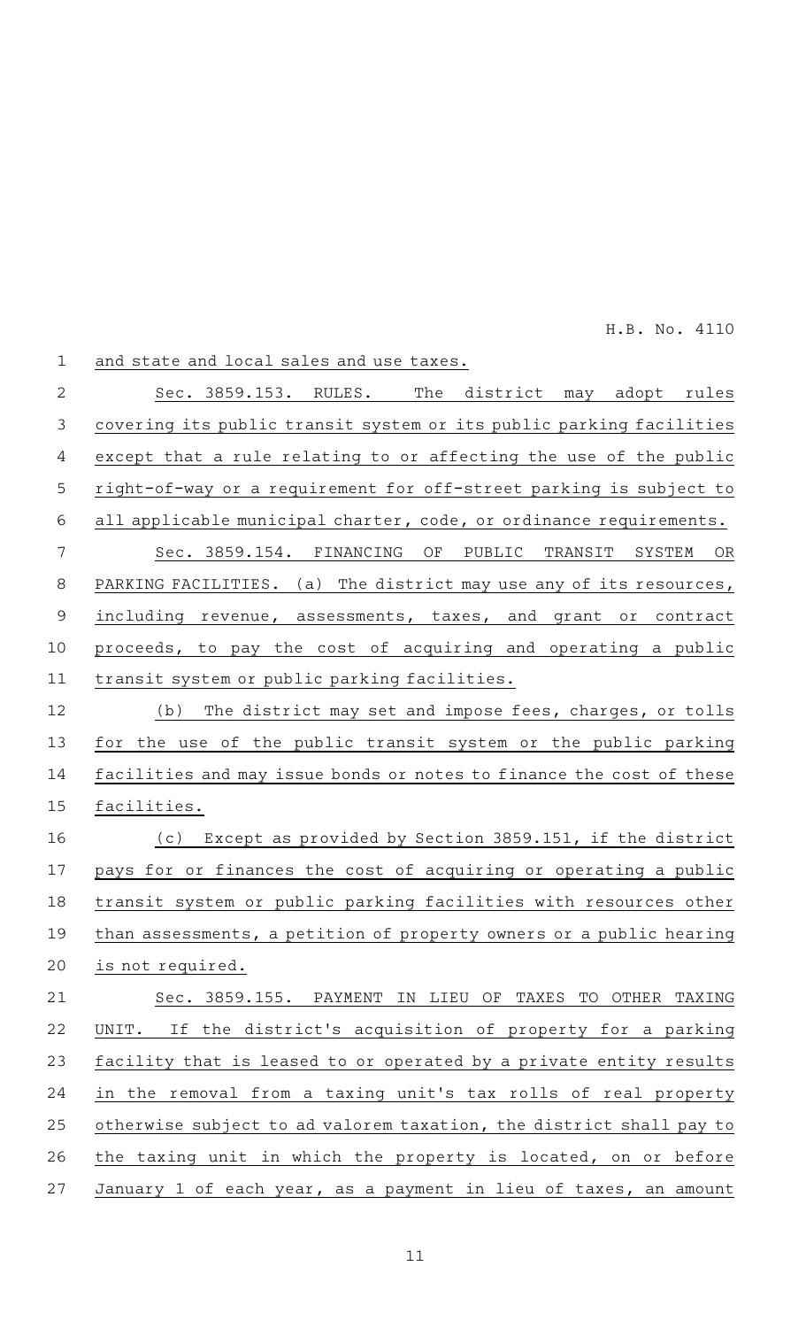and state and local sales and use taxes.

Sec. 3859.153. RULES. The district may adopt rules covering its public transit system or its public parking facilities except that a rule relating to or affecting the use of the public right-of-way or a requirement for off-street parking is subject to all applicable municipal charter, code, or ordinance requirements.

Sec. 3859.154. FINANCING OF PUBLIC TRANSIT SYSTEM OR PARKING FACILITIES. (a) The district may use any of its resources, including revenue, assessments, taxes, and grant or contract proceeds, to pay the cost of acquiring and operating a public transit system or public parking facilities.

(b) The district may set and impose fees, charges, or tolls for the use of the public transit system or the public parking facilities and may issue bonds or notes to finance the cost of these facilities.

(c) Except as provided by Section 3859.151, if the district pays for or finances the cost of acquiring or operating a public transit system or public parking facilities with resources other than assessments, a petition of property owners or a public hearing is not required.

Sec. 3859.155. PAYMENT IN LIEU OF TAXES TO OTHER TAXING UNIT. If the district's acquisition of property for a parking facility that is leased to or operated by a private entity results in the removal from a taxing unit's tax rolls of real property otherwise subject to ad valorem taxation, the district shall pay to the taxing unit in which the property is located, on or before January 1 of each year, as a payment in lieu of taxes, an amount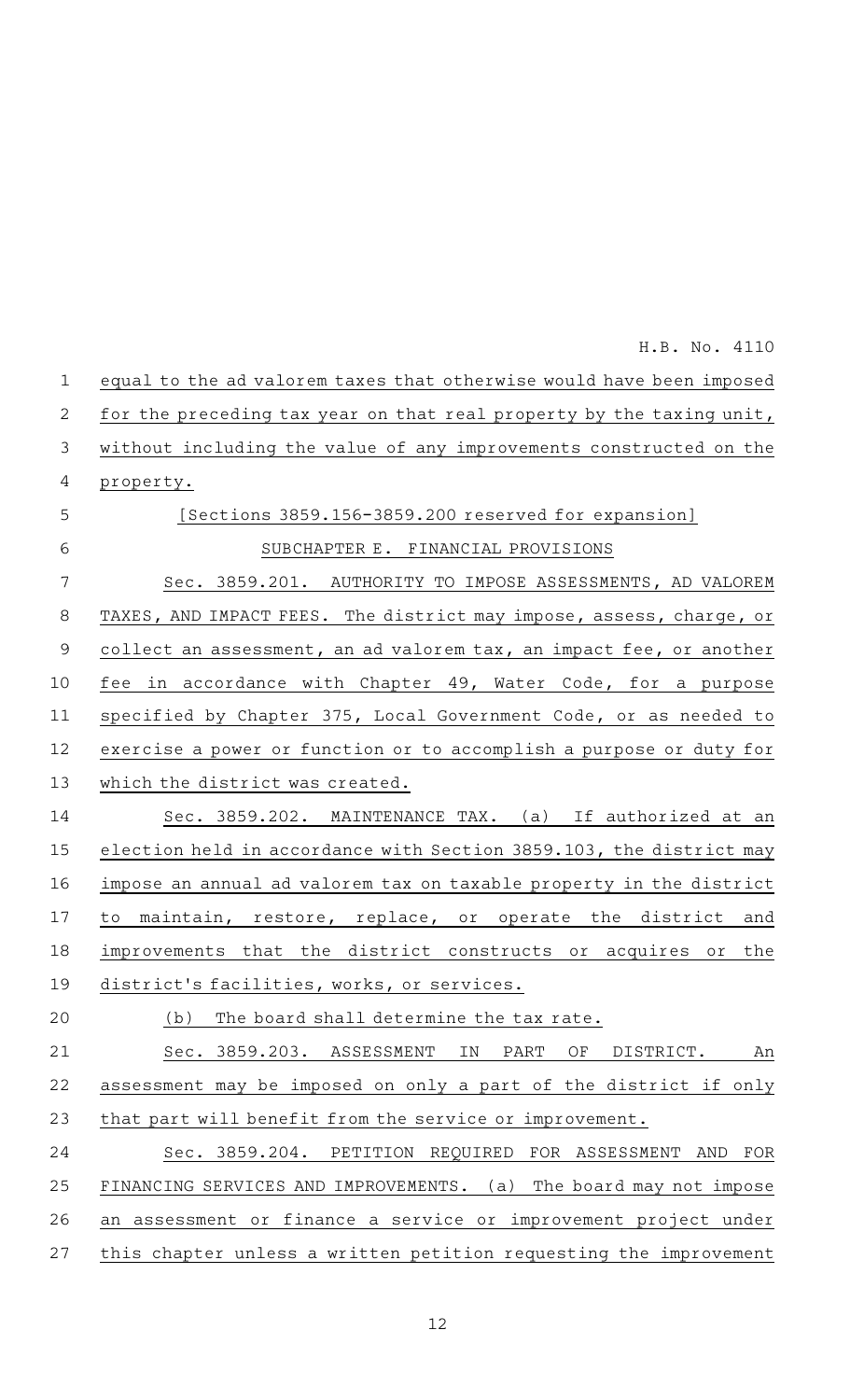equal to the ad valorem taxes that otherwise would have been imposed for the preceding tax year on that real property by the taxing unit, without including the value of any improvements constructed on the property.

[Sections 3859.156-3859.200 reserved for expansion]

SUBCHAPTER E. FINANCIAL PROVISIONS

Sec. 3859.201. AUTHORITY TO IMPOSE ASSESSMENTS, AD VALOREM TAXES, AND IMPACT FEES. The district may impose, assess, charge, or collect an assessment, an ad valorem tax, an impact fee, or another fee in accordance with Chapter 49, Water Code, for a purpose specified by Chapter 375, Local Government Code, or as needed to exercise a power or function or to accomplish a purpose or duty for which the district was created.

Sec. 3859.202. MAINTENANCE TAX. (a) If authorized at an election held in accordance with Section 3859.103, the district may impose an annual ad valorem tax on taxable property in the district to maintain, restore, replace, or operate the district and improvements that the district constructs or acquires or the district's facilities, works, or services.

(b) The board shall determine the tax rate.

Sec. 3859.203. ASSESSMENT IN PART OF DISTRICT. An assessment may be imposed on only a part of the district if only that part will benefit from the service or improvement.

Sec. 3859.204. PETITION REQUIRED FOR ASSESSMENT AND FOR FINANCING SERVICES AND IMPROVEMENTS. (a) The board may not impose an assessment or finance a service or improvement project under this chapter unless a written petition requesting the improvement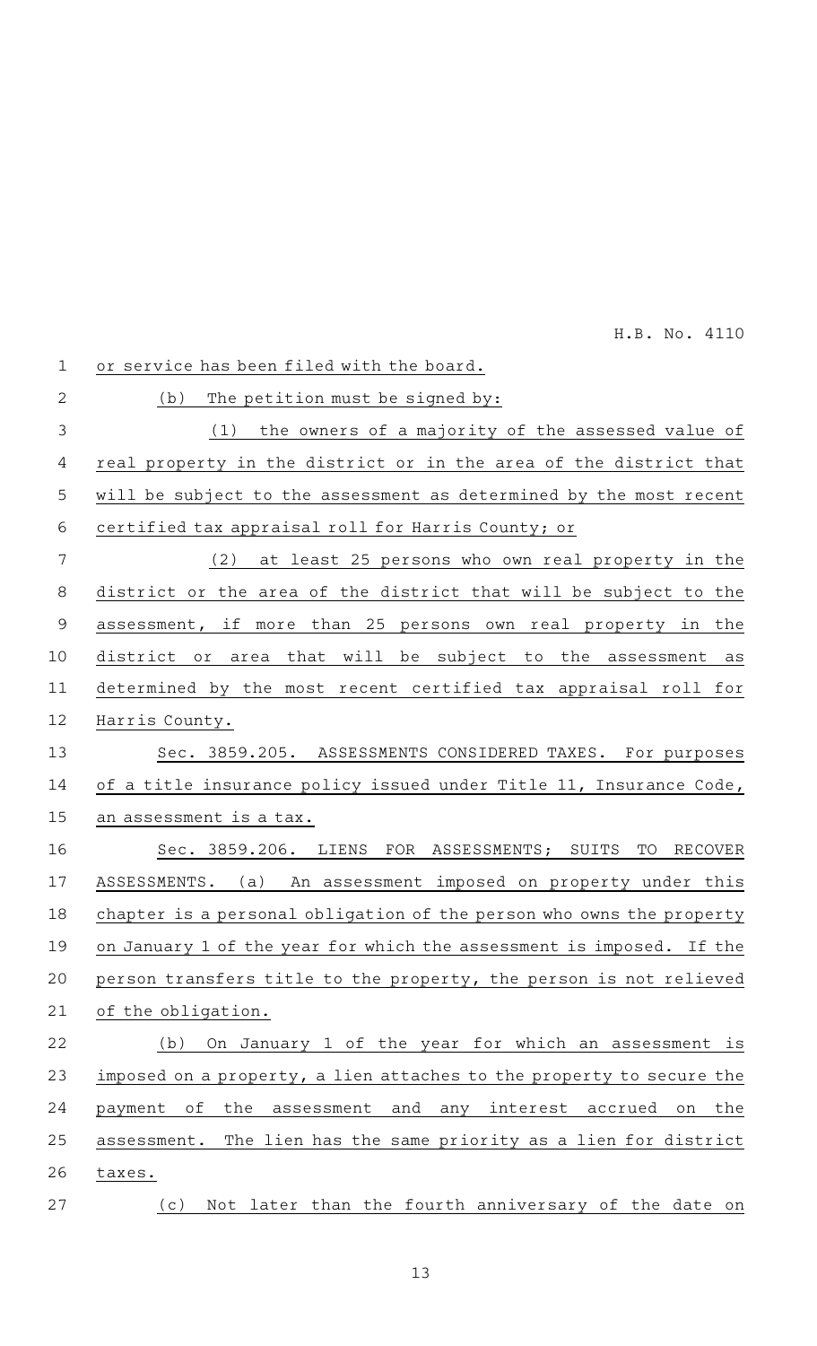or service has been filed with the board.

(b) The petition must be signed by:

(1) the owners of a majority of the assessed value of real property in the district or in the area of the district that will be subject to the assessment as determined by the most recent certified tax appraisal roll for Harris County; or

(2) at least 25 persons who own real property in the district or the area of the district that will be subject to the assessment, if more than 25 persons own real property in the district or area that will be subject to the assessment as determined by the most recent certified tax appraisal roll for Harris County.

Sec. 3859.205. ASSESSMENTS CONSIDERED TAXES. For purposes of a title insurance policy issued under Title 11, Insurance Code, an assessment is a tax.

Sec. 3859.206. LIENS FOR ASSESSMENTS; SUITS TO RECOVER ASSESSMENTS. (a) An assessment imposed on property under this chapter is a personal obligation of the person who owns the property on January 1 of the year for which the assessment is imposed. If the person transfers title to the property, the person is not relieved of the obligation.

(b) On January 1 of the year for which an assessment is imposed on a property, a lien attaches to the property to secure the payment of the assessment and any interest accrued on the assessment. The lien has the same priority as a lien for district taxes.

(c) Not later than the fourth anniversary of the date on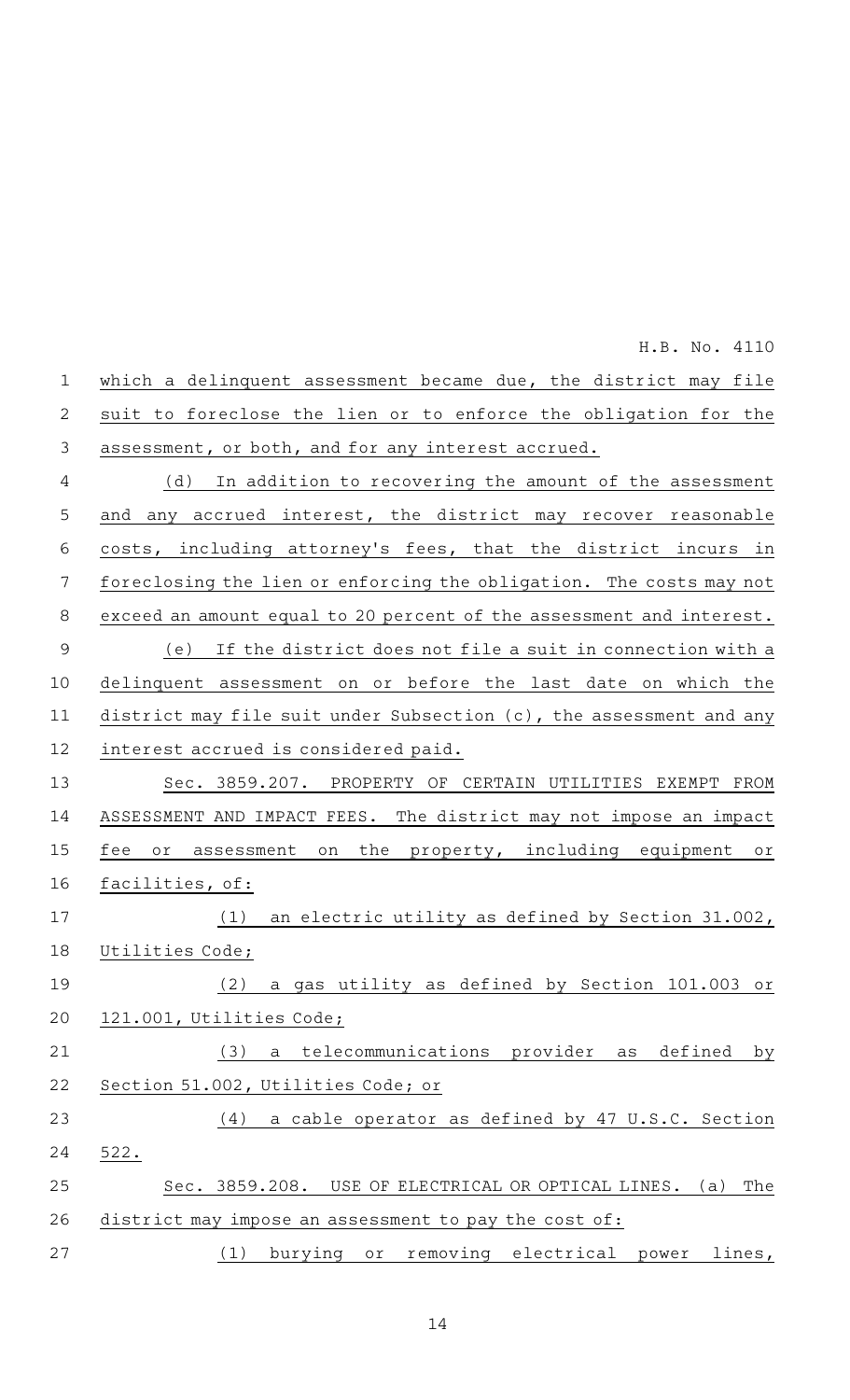which a delinquent assessment became due, the district may file suit to foreclose the lien or to enforce the obligation for the assessment, or both, and for any interest accrued.

(d) In addition to recovering the amount of the assessment and any accrued interest, the district may recover reasonable costs, including attorney's fees, that the district incurs in foreclosing the lien or enforcing the obligation. The costs may not exceed an amount equal to 20 percent of the assessment and interest.

(e) If the district does not file a suit in connection with a delinquent assessment on or before the last date on which the district may file suit under Subsection (c), the assessment and any interest accrued is considered paid.

Sec. 3859.207. PROPERTY OF CERTAIN UTILITIES EXEMPT FROM ASSESSMENT AND IMPACT FEES. The district may not impose an impact fee or assessment on the property, including equipment or facilities, of:

(1) an electric utility as defined by Section 31.002, Utilities Code;

(2) a gas utility as defined by Section 101.003 or 121.001, Utilities Code;

(3) a telecommunications provider as defined by Section 51.002, Utilities Code; or

(4) a cable operator as defined by 47 U.S.C. Section 522.

Sec. 3859.208. USE OF ELECTRICAL OR OPTICAL LINES. (a) The district may impose an assessment to pay the cost of:

(1) burying or removing electrical power lines,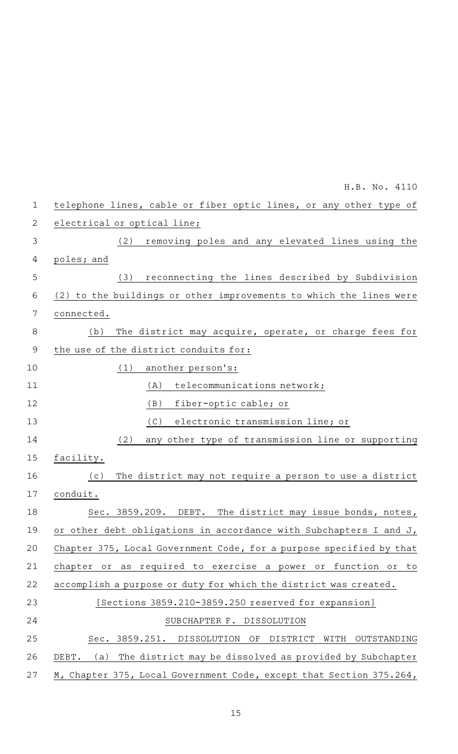telephone lines, cable or fiber optic lines, or any other type of electrical or optical line;

(2) removing poles and any elevated lines using the poles; and

(3) reconnecting the lines described by Subdivision (2) to the buildings or other improvements to which the lines were connected.

(b) The district may acquire, operate, or charge fees for the use of the district conduits for:

(1) another person's:

(A) telecommunications network;

(B) fiber-optic cable; or

(C) electronic transmission line; or

(2) any other type of transmission line or supporting facility.

(c) The district may not require a person to use a district conduit.

Sec. 3859.209. DEBT. The district may issue bonds, notes, or other debt obligations in accordance with Subchapters I and J, Chapter 375, Local Government Code, for a purpose specified by that chapter or as required to exercise a power or function or to accomplish a purpose or duty for which the district was created.

[Sections 3859.210-3859.250 reserved for expansion]

SUBCHAPTER F. DISSOLUTION

Sec. 3859.251. DISSOLUTION OF DISTRICT WITH OUTSTANDING DEBT. (a) The district may be dissolved as provided by Subchapter M, Chapter 375, Local Government Code, except that Section 375.264,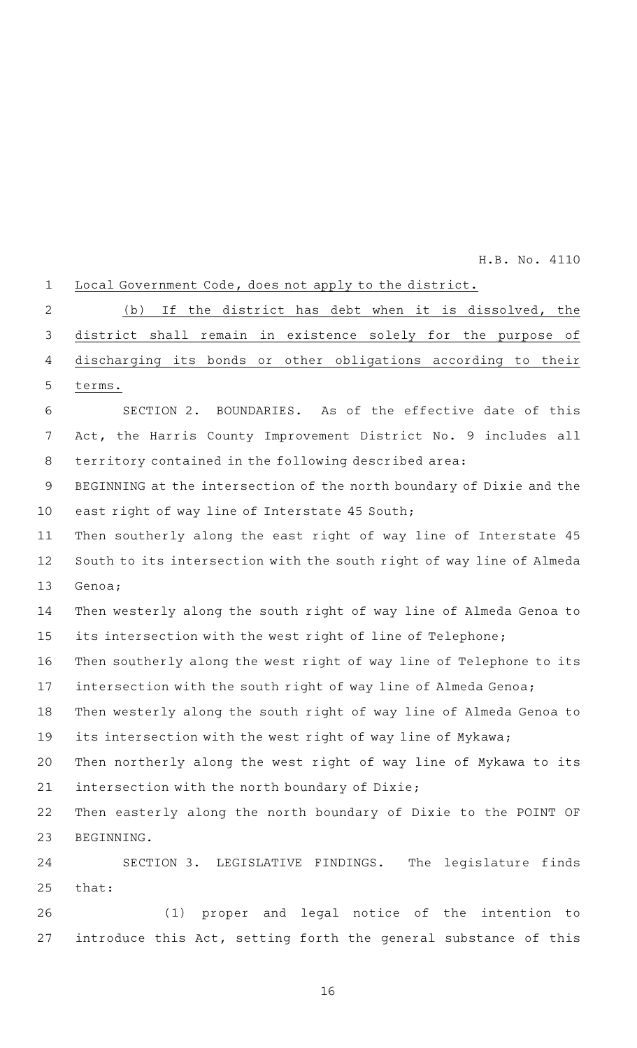Local Government Code, does not apply to the district.

(b) If the district has debt when it is dissolved, the district shall remain in existence solely for the purpose of discharging its bonds or other obligations according to their terms.

SECTION 2. BOUNDARIES. As of the effective date of this Act, the Harris County Improvement District No. 9 includes all territory contained in the following described area:

BEGINNING at the intersection of the north boundary of Dixie and the east right of way line of Interstate 45 South;

Then southerly along the east right of way line of Interstate 45 South to its intersection with the south right of way line of Almeda Genoa;

Then westerly along the south right of way line of Almeda Genoa to its intersection with the west right of line of Telephone;

Then southerly along the west right of way line of Telephone to its intersection with the south right of way line of Almeda Genoa;

Then westerly along the south right of way line of Almeda Genoa to its intersection with the west right of way line of Mykawa;

Then northerly along the west right of way line of Mykawa to its intersection with the north boundary of Dixie;

Then easterly along the north boundary of Dixie to the POINT OF BEGINNING.

SECTION 3. LEGISLATIVE FINDINGS. The legislature finds that:

(1) proper and legal notice of the intention to introduce this Act, setting forth the general substance of this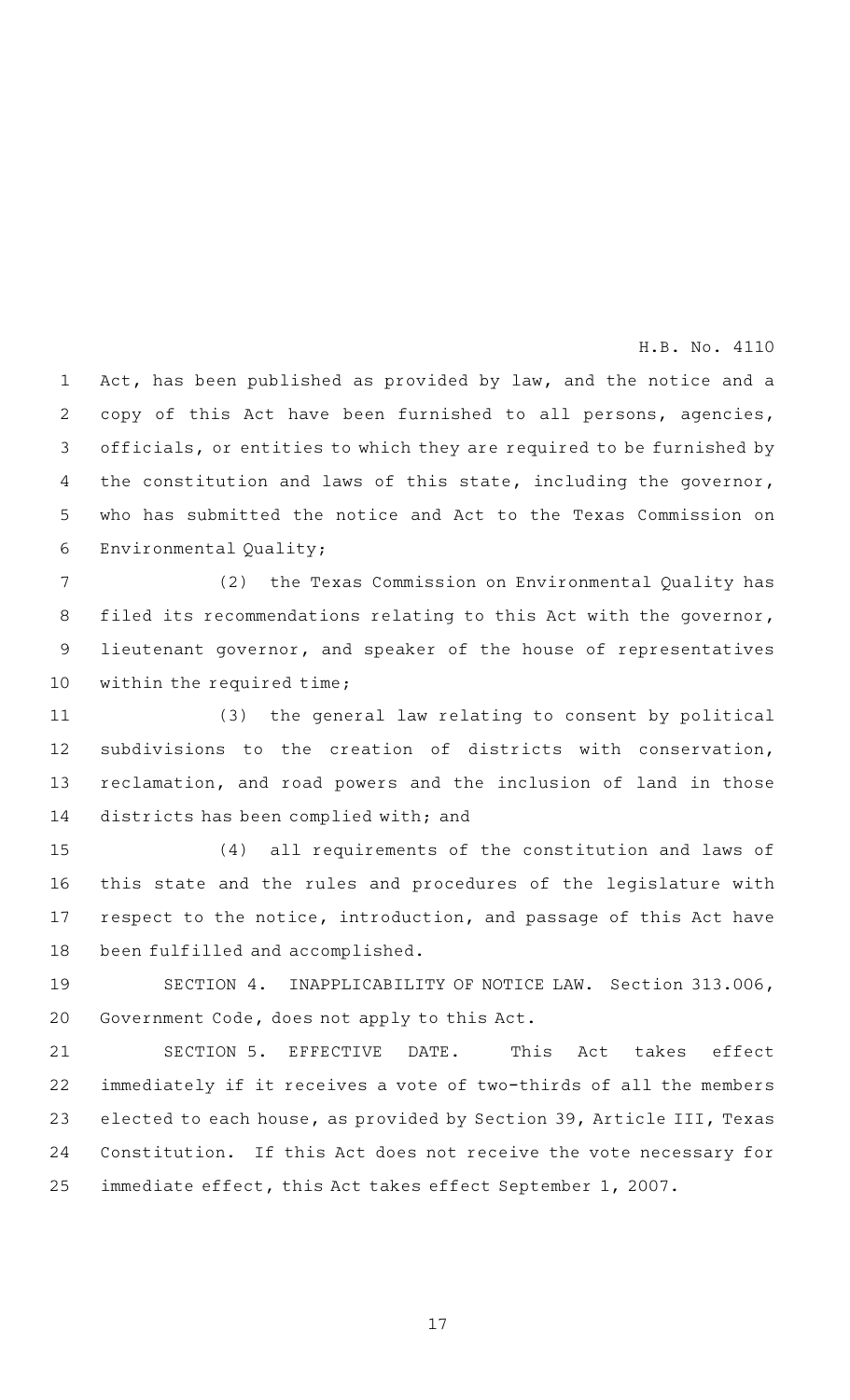Act, has been published as provided by law, and the notice and a copy of this Act have been furnished to all persons, agencies, officials, or entities to which they are required to be furnished by the constitution and laws of this state, including the governor, who has submitted the notice and Act to the Texas Commission on Environmental Quality;

(2) the Texas Commission on Environmental Quality has filed its recommendations relating to this Act with the governor, lieutenant governor, and speaker of the house of representatives within the required time;

(3) the general law relating to consent by political subdivisions to the creation of districts with conservation, reclamation, and road powers and the inclusion of land in those districts has been complied with; and

(4) all requirements of the constitution and laws of this state and the rules and procedures of the legislature with respect to the notice, introduction, and passage of this Act have been fulfilled and accomplished.

SECTION 4. INAPPLICABILITY OF NOTICE LAW. Section 313.006, Government Code, does not apply to this Act.

SECTION 5. EFFECTIVE DATE. This Act takes effect immediately if it receives a vote of two-thirds of all the members elected to each house, as provided by Section 39, Article III, Texas Constitution. If this Act does not receive the vote necessary for immediate effect, this Act takes effect September 1, 2007.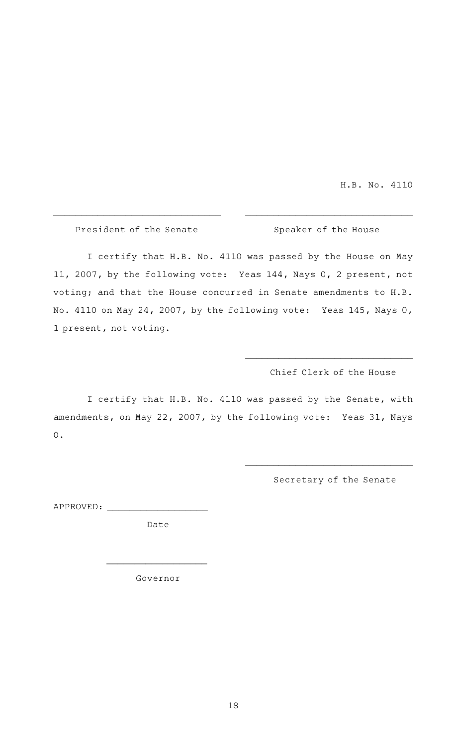H.B. No. 4110

______________________________ ______________________________

President of the Senate Speaker of the House

I certify that H.B. No. 4110 was passed by the House on May 11, 2007, by the following vote: Yeas 144, Nays 0, 2 present, not voting; and that the House concurred in Senate amendments to H.B. No. 4110 on May 24, 2007, by the following vote: Yeas 145, Nays 0, 1 present, not voting.

______________________________

Chief Clerk of the House

I certify that H.B. No. 4110 was passed by the Senate, with amendments, on May 22, 2007, by the following vote: Yeas 31, Nays 0.

______________________________

Secretary of the Senate

APPROVED: __________________

Date

__________________

Governor